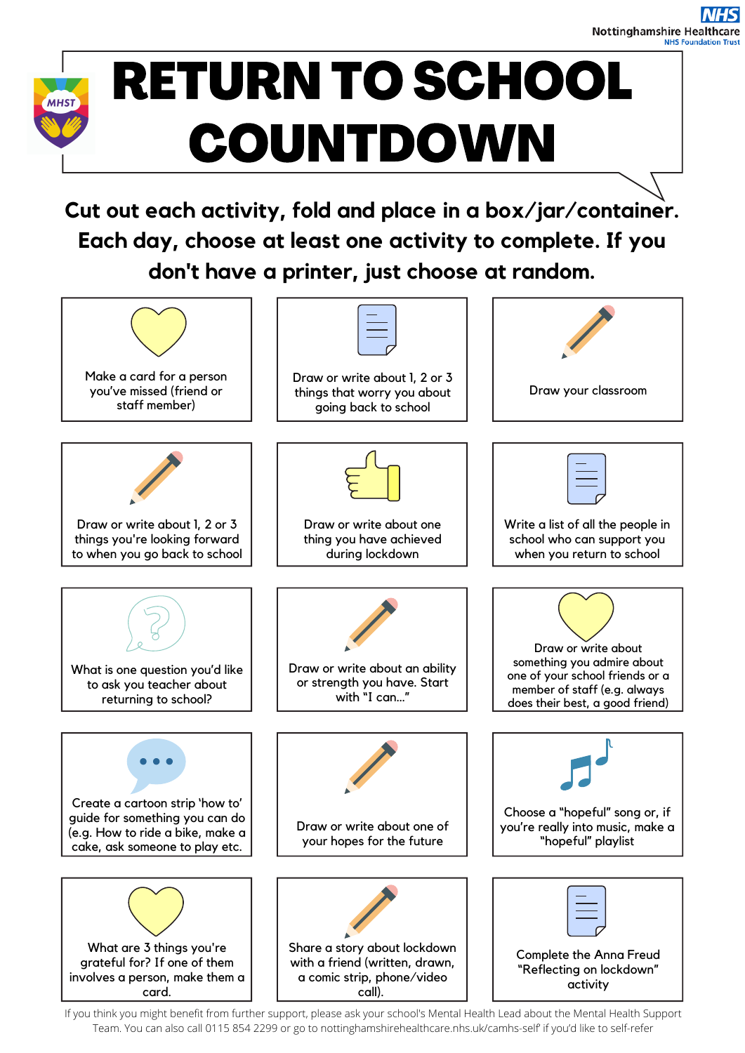Nottinghamshire Healthcare NHS Foundation Trust

# RETURN TO SCHOOL COUNTDOWN

**Cut out each activity, fold and place in a box/jar/container. Each day, choose at least one activity to complete. If you don't have a printer, just choose at random.**

| | | |
|---|---|---|
| Make a card for a person you've missed (friend or staff member) | Draw or write about 1, 2 or 3 things that worry you about going back to school | Draw your classroom |
| Draw or write about 1, 2 or 3 things you're looking forward to when you go back to school | Draw or write about one thing you have achieved during lockdown | Write a list of all the people in school who can support you when you return to school |
| What is one question you'd like to ask you teacher about returning to school? | Draw or write about an ability or strength you have. Start with "I can..." | Draw or write about something you admire about one of your school friends or a member of staff (e.g. always does their best, a good friend) |
| Create a cartoon strip 'how to' guide for something you can do (e.g. How to ride a bike, make a cake, ask someone to play etc. | Draw or write about one of your hopes for the future | Choose a "hopeful" song or, if you're really into music, make a "hopeful" playlist |
| What are 3 things you're grateful for? If one of them involves a person, make them a card. | Share a story about lockdown with a friend (written, drawn, a comic strip, phone/video call). | Complete the Anna Freud "Reflecting on lockdown" activity |

If you think you might benefit from further support, please ask your school's Mental Health Lead about the Mental Health Support Team. You can also call 0115 854 2299 or go to nottinghamshirehealthcare.nhs.uk/camhs-self if you'd like to self-refer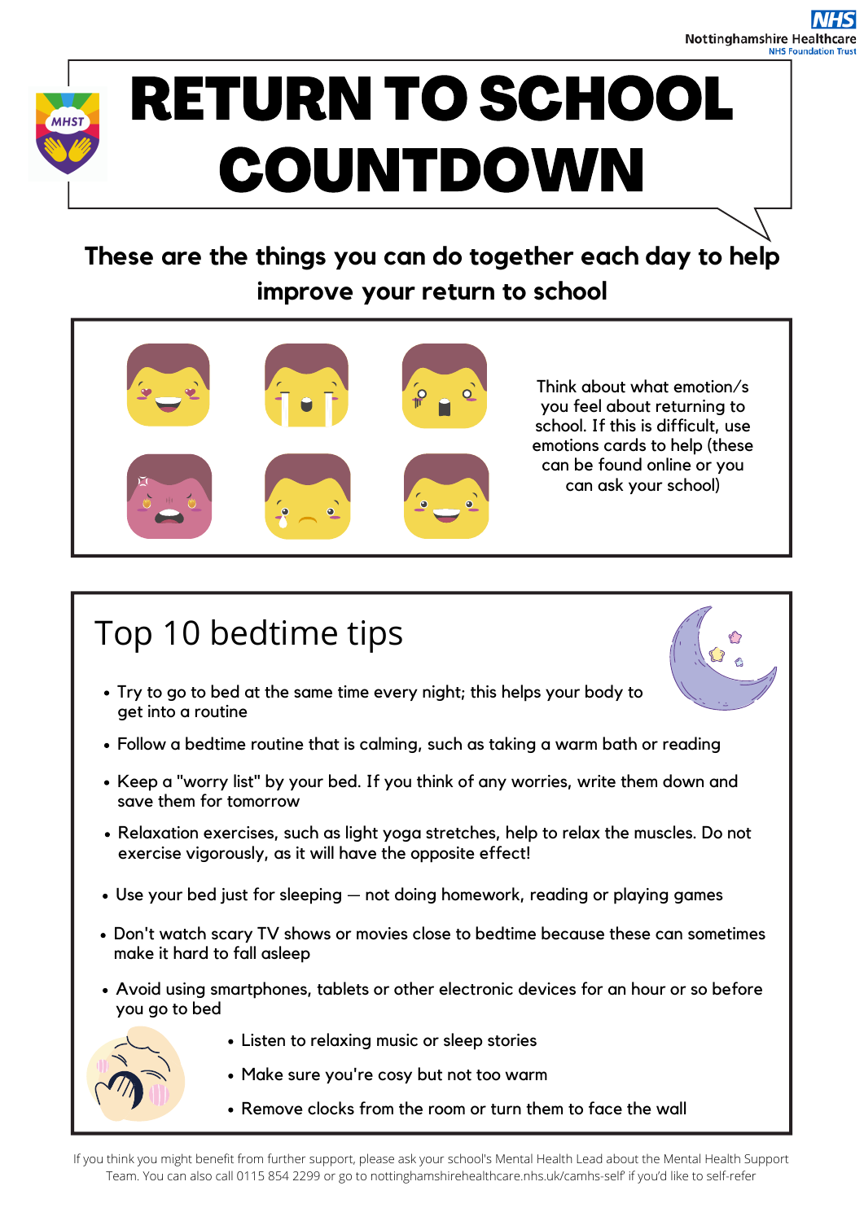Nottinghamshire Healthcare NHS Foundation Trust

# RETURN TO SCHOOL COUNTDOWN

**These are the things you can do together each day to help improve your return to school**

Think about what emotion/s you feel about returning to school. If this is difficult, use emotions cards to help (these can be found online or you can ask your school)

## Top 10 bedtime tips

- Try to go to bed at the same time every night; this helps your body to get into a routine
- Follow a bedtime routine that is calming, such as taking a warm bath or reading
- Keep a "worry list" by your bed. If you think of any worries, write them down and save them for tomorrow
- Relaxation exercises, such as light yoga stretches, help to relax the muscles. Do not exercise vigorously, as it will have the opposite effect!
- Use your bed just for sleeping — not doing homework, reading or playing games
- Don't watch scary TV shows or movies close to bedtime because these can sometimes make it hard to fall asleep
- Avoid using smartphones, tablets or other electronic devices for an hour or so before you go to bed
- Listen to relaxing music or sleep stories
- Make sure you're cosy but not too warm
- Remove clocks from the room or turn them to face the wall

If you think you might benefit from further support, please ask your school's Mental Health Lead about the Mental Health Support Team. You can also call 0115 854 2299 or go to nottinghamshirehealthcare.nhs.uk/camhs-self if you'd like to self-refer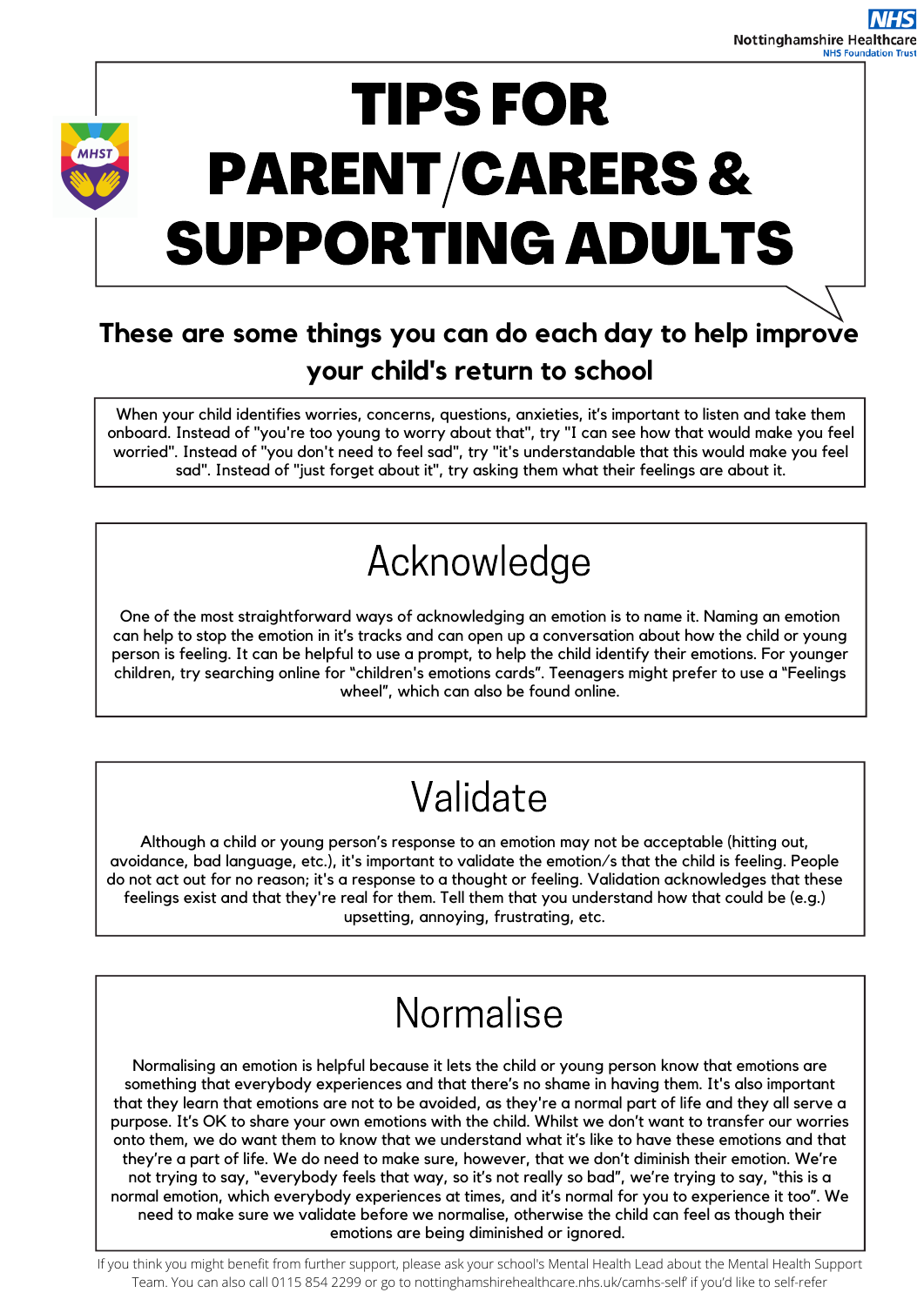# TIPS FOR PARENT/CARERS & SUPPORTING ADULTS

## These are some things you can do each day to help improve your child's return to school

When your child identifies worries, concerns, questions, anxieties, it's important to listen and take them onboard. Instead of "you're too young to worry about that", try "I can see how that would make you feel worried". Instead of "you don't need to feel sad", try "it's understandable that this would make you feel sad". Instead of "just forget about it", try asking them what their feelings are about it.

## Acknowledge

One of the most straightforward ways of acknowledging an emotion is to name it. Naming an emotion can help to stop the emotion in it's tracks and can open up a conversation about how the child or young person is feeling. It can be helpful to use a prompt, to help the child identify their emotions. For younger children, try searching online for "children's emotions cards". Teenagers might prefer to use a "Feelings wheel", which can also be found online.

## Validate

Although a child or young person's response to an emotion may not be acceptable (hitting out, avoidance, bad language, etc.), it's important to validate the emotion/s that the child is feeling. People do not act out for no reason; it's a response to a thought or feeling. Validation acknowledges that these feelings exist and that they're real for them. Tell them that you understand how that could be (e.g.) upsetting, annoying, frustrating, etc.

## Normalise

Normalising an emotion is helpful because it lets the child or young person know that emotions are something that everybody experiences and that there's no shame in having them. It's also important that they learn that emotions are not to be avoided, as they're a normal part of life and they all serve a purpose. It's OK to share your own emotions with the child. Whilst we don't want to transfer our worries onto them, we do want them to know that we understand what it's like to have these emotions and that they're a part of life. We do need to make sure, however, that we don't diminish their emotion. We're not trying to say, "everybody feels that way, so it's not really so bad", we're trying to say, "this is a normal emotion, which everybody experiences at times, and it's normal for you to experience it too". We need to make sure we validate before we normalise, otherwise the child can feel as though their emotions are being diminished or ignored.

If you think you might benefit from further support, please ask your school's Mental Health Lead about the Mental Health Support Team. You can also call 0115 854 2299 or go to nottinghamshirehealthcare.nhs.uk/camhs-self if you'd like to self-refer